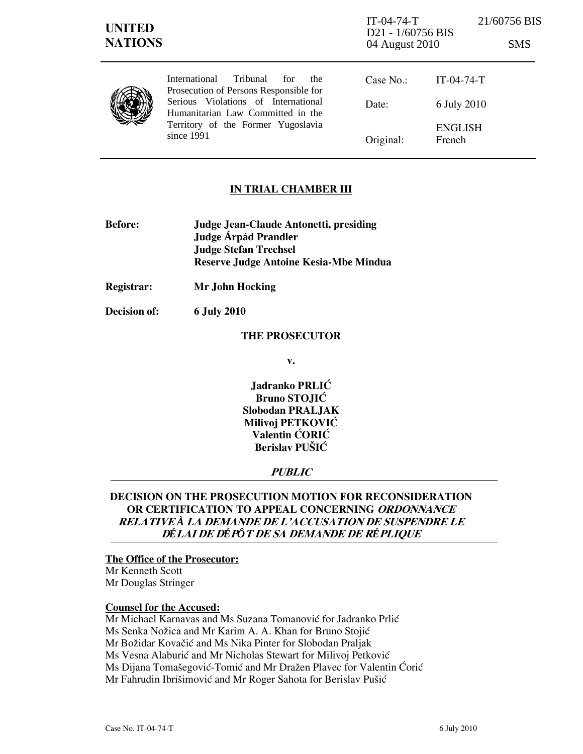IT-04-74-T 21/60756 BIS
D21 - 1/60756 BIS
04 August 2010 SMS

**UNITED NATIONS**

International Tribunal for the Prosecution of Persons Responsible for Serious Violations of International Humanitarian Law Committed in the Territory of the Former Yugoslavia since 1991

| | |
|---|---|
| Case No.: | IT-04-74-T |
| Date: | 6 July 2010 |
| Original: | ENGLISH French |

## IN TRIAL CHAMBER III

**Before:** **Judge Jean-Claude Antonetti, presiding**
**Judge Árpád Prandler**
**Judge Stefan Trechsel**
**Reserve Judge Antoine Kesia-Mbe Mindua**

**Registrar:** **Mr John Hocking**

**Decision of:** **6 July 2010**

**THE PROSECUTOR**

**v.**

**Jadranko PRLIĆ**
**Bruno STOJIĆ**
**Slobodan PRALJAK**
**Milivoj PETKOVIĆ**
**Valentin ĆORIĆ**
**Berislav PUŠIĆ**

***PUBLIC***

**DECISION ON THE PROSECUTION MOTION FOR RECONSIDERATION OR CERTIFICATION TO APPEAL CONCERNING *ORDONNANCE RELATIVE À LA DEMANDE DE L'ACCUSATION DE SUSPENDRE LE DÉLAI DE DÉPÔT DE SA DEMANDE DE RÉPLIQUE***

**The Office of the Prosecutor:**
Mr Kenneth Scott
Mr Douglas Stringer

**Counsel for the Accused:**
Mr Michael Karnavas and Ms Suzana Tomanović for Jadranko Prlić
Ms Senka Nožica and Mr Karim A. A. Khan for Bruno Stojić
Mr Božidar Kovačić and Ms Nika Pinter for Slobodan Praljak
Ms Vesna Alaburić and Mr Nicholas Stewart for Milivoj Petković
Ms Dijana Tomašegović-Tomić and Mr Dražen Plavec for Valentin Ćorić
Mr Fahrudin Ibrišimović and Mr Roger Sahota for Berislav Pušić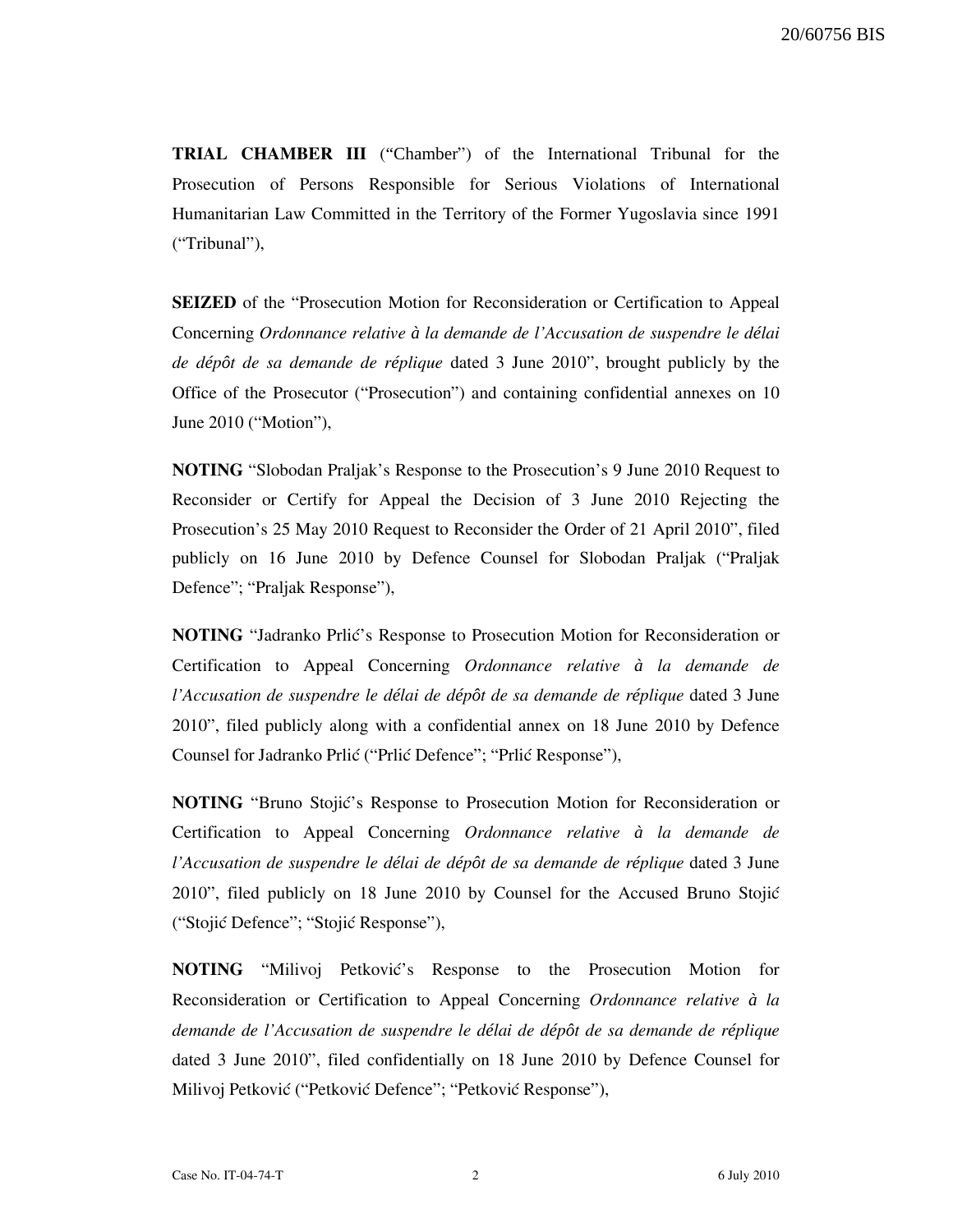**TRIAL CHAMBER III** ("Chamber") of the International Tribunal for the Prosecution of Persons Responsible for Serious Violations of International Humanitarian Law Committed in the Territory of the Former Yugoslavia since 1991 ("Tribunal"),

**SEIZED** of the "Prosecution Motion for Reconsideration or Certification to Appeal Concerning *Ordonnance relative à la demande de l'Accusation de suspendre le délai de dépôt de sa demande de réplique* dated 3 June 2010", brought publicly by the Office of the Prosecutor ("Prosecution") and containing confidential annexes on 10 June 2010 ("Motion"),

**NOTING** "Slobodan Praljak's Response to the Prosecution's 9 June 2010 Request to Reconsider or Certify for Appeal the Decision of 3 June 2010 Rejecting the Prosecution's 25 May 2010 Request to Reconsider the Order of 21 April 2010", filed publicly on 16 June 2010 by Defence Counsel for Slobodan Praljak ("Praljak Defence"; "Praljak Response"),

**NOTING** "Jadranko Prlić's Response to Prosecution Motion for Reconsideration or Certification to Appeal Concerning *Ordonnance relative à la demande de l'Accusation de suspendre le délai de dépôt de sa demande de réplique* dated 3 June 2010", filed publicly along with a confidential annex on 18 June 2010 by Defence Counsel for Jadranko Prlić ("Prlić Defence"; "Prlić Response"),

**NOTING** "Bruno Stojić's Response to Prosecution Motion for Reconsideration or Certification to Appeal Concerning *Ordonnance relative à la demande de l'Accusation de suspendre le délai de dépôt de sa demande de réplique* dated 3 June 2010", filed publicly on 18 June 2010 by Counsel for the Accused Bruno Stojić ("Stojić Defence"; "Stojić Response"),

**NOTING** "Milivoj Petković's Response to the Prosecution Motion for Reconsideration or Certification to Appeal Concerning *Ordonnance relative à la demande de l'Accusation de suspendre le délai de dépôt de sa demande de réplique* dated 3 June 2010", filed confidentially on 18 June 2010 by Defence Counsel for Milivoj Petković ("Petković Defence"; "Petković Response"),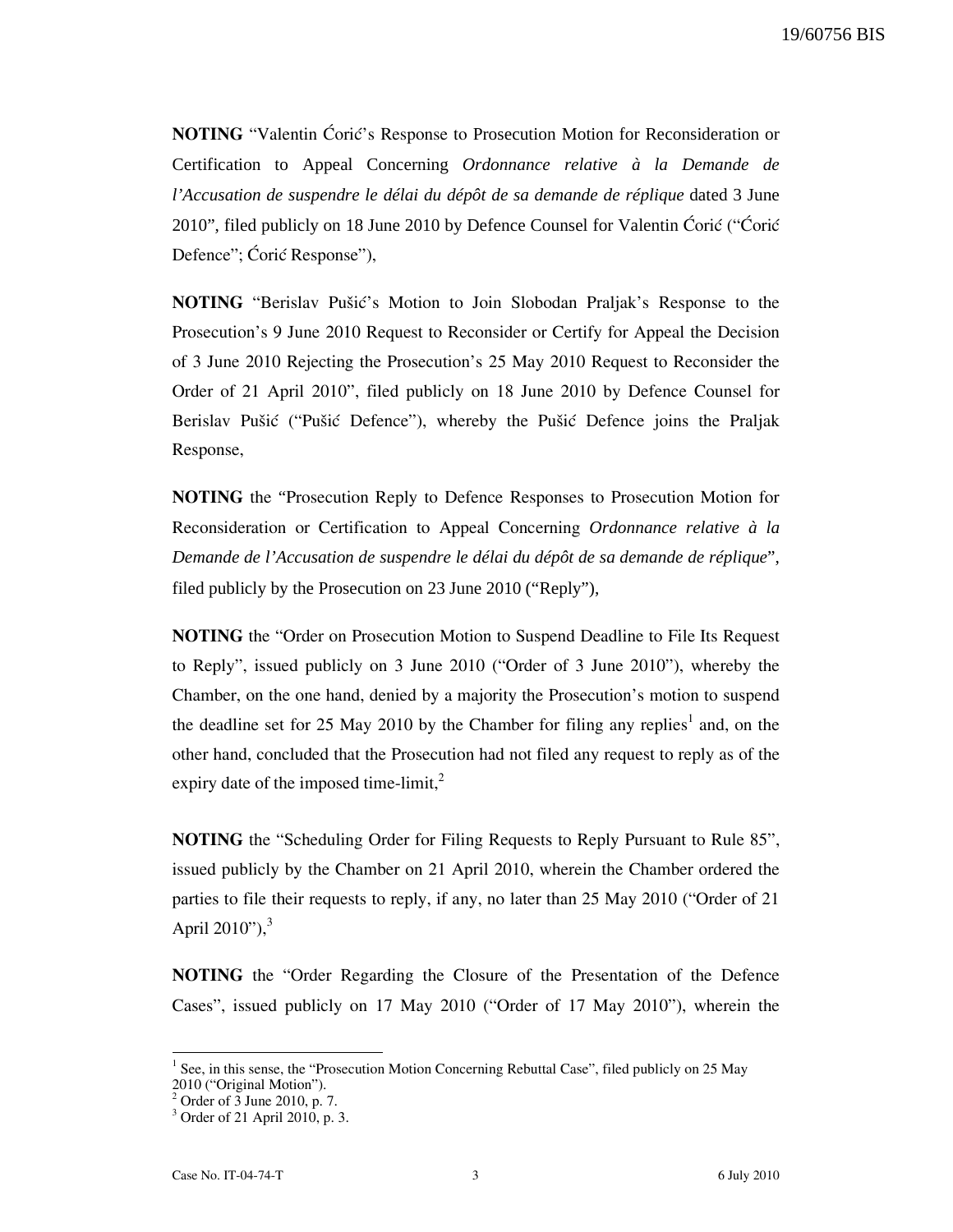**NOTING** "Valentin Ćorić's Response to Prosecution Motion for Reconsideration or Certification to Appeal Concerning *Ordonnance relative à la Demande de l'Accusation de suspendre le délai du dépôt de sa demande de réplique* dated 3 June 2010", filed publicly on 18 June 2010 by Defence Counsel for Valentin Ćorić ("Ćorić Defence"; Ćorić Response"),

**NOTING** "Berislav Pušić's Motion to Join Slobodan Praljak's Response to the Prosecution's 9 June 2010 Request to Reconsider or Certify for Appeal the Decision of 3 June 2010 Rejecting the Prosecution's 25 May 2010 Request to Reconsider the Order of 21 April 2010", filed publicly on 18 June 2010 by Defence Counsel for Berislav Pušić ("Pušić Defence"), whereby the Pušić Defence joins the Praljak Response,

**NOTING** the "Prosecution Reply to Defence Responses to Prosecution Motion for Reconsideration or Certification to Appeal Concerning *Ordonnance relative à la Demande de l'Accusation de suspendre le délai du dépôt de sa demande de réplique*", filed publicly by the Prosecution on 23 June 2010 ("Reply"),

**NOTING** the "Order on Prosecution Motion to Suspend Deadline to File Its Request to Reply", issued publicly on 3 June 2010 ("Order of 3 June 2010"), whereby the Chamber, on the one hand, denied by a majority the Prosecution's motion to suspend the deadline set for 25 May 2010 by the Chamber for filing any replies[1] and, on the other hand, concluded that the Prosecution had not filed any request to reply as of the expiry date of the imposed time-limit,[2]

**NOTING** the "Scheduling Order for Filing Requests to Reply Pursuant to Rule 85", issued publicly by the Chamber on 21 April 2010, wherein the Chamber ordered the parties to file their requests to reply, if any, no later than 25 May 2010 ("Order of 21 April 2010"),[3]

**NOTING** the "Order Regarding the Closure of the Presentation of the Defence Cases", issued publicly on 17 May 2010 ("Order of 17 May 2010"), wherein the

---

[1] See, in this sense, the "Prosecution Motion Concerning Rebuttal Case", filed publicly on 25 May 2010 ("Original Motion").

[2] Order of 3 June 2010, p. 7.

[3] Order of 21 April 2010, p. 3.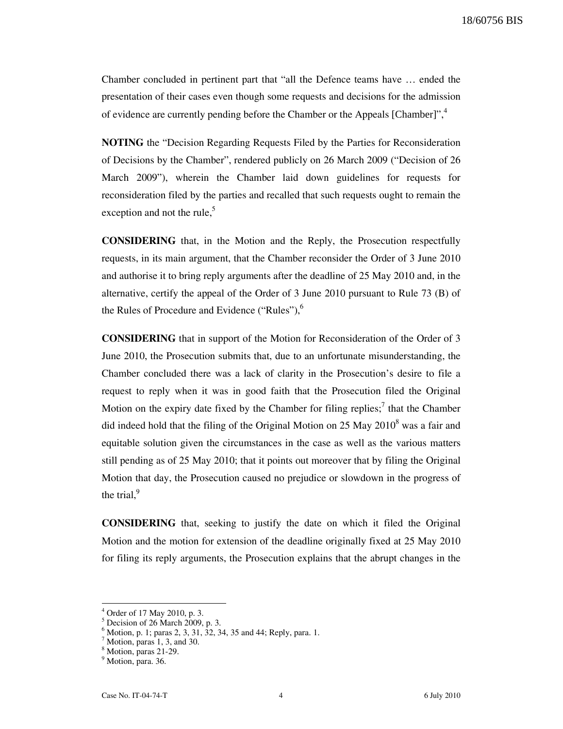Chamber concluded in pertinent part that "all the Defence teams have … ended the presentation of their cases even though some requests and decisions for the admission of evidence are currently pending before the Chamber or the Appeals [Chamber]",[4]

**NOTING** the "Decision Regarding Requests Filed by the Parties for Reconsideration of Decisions by the Chamber", rendered publicly on 26 March 2009 ("Decision of 26 March 2009"), wherein the Chamber laid down guidelines for requests for reconsideration filed by the parties and recalled that such requests ought to remain the exception and not the rule,[5]

**CONSIDERING** that, in the Motion and the Reply, the Prosecution respectfully requests, in its main argument, that the Chamber reconsider the Order of 3 June 2010 and authorise it to bring reply arguments after the deadline of 25 May 2010 and, in the alternative, certify the appeal of the Order of 3 June 2010 pursuant to Rule 73 (B) of the Rules of Procedure and Evidence ("Rules"),[6]

**CONSIDERING** that in support of the Motion for Reconsideration of the Order of 3 June 2010, the Prosecution submits that, due to an unfortunate misunderstanding, the Chamber concluded there was a lack of clarity in the Prosecution's desire to file a request to reply when it was in good faith that the Prosecution filed the Original Motion on the expiry date fixed by the Chamber for filing replies;[7] that the Chamber did indeed hold that the filing of the Original Motion on 25 May 2010[8] was a fair and equitable solution given the circumstances in the case as well as the various matters still pending as of 25 May 2010; that it points out moreover that by filing the Original Motion that day, the Prosecution caused no prejudice or slowdown in the progress of the trial,[9]

**CONSIDERING** that, seeking to justify the date on which it filed the Original Motion and the motion for extension of the deadline originally fixed at 25 May 2010 for filing its reply arguments, the Prosecution explains that the abrupt changes in the

---

[4] Order of 17 May 2010, p. 3.
[5] Decision of 26 March 2009, p. 3.
[6] Motion, p. 1; paras 2, 3, 31, 32, 34, 35 and 44; Reply, para. 1.
[7] Motion, paras 1, 3, and 30.
[8] Motion, paras 21-29.
[9] Motion, para. 36.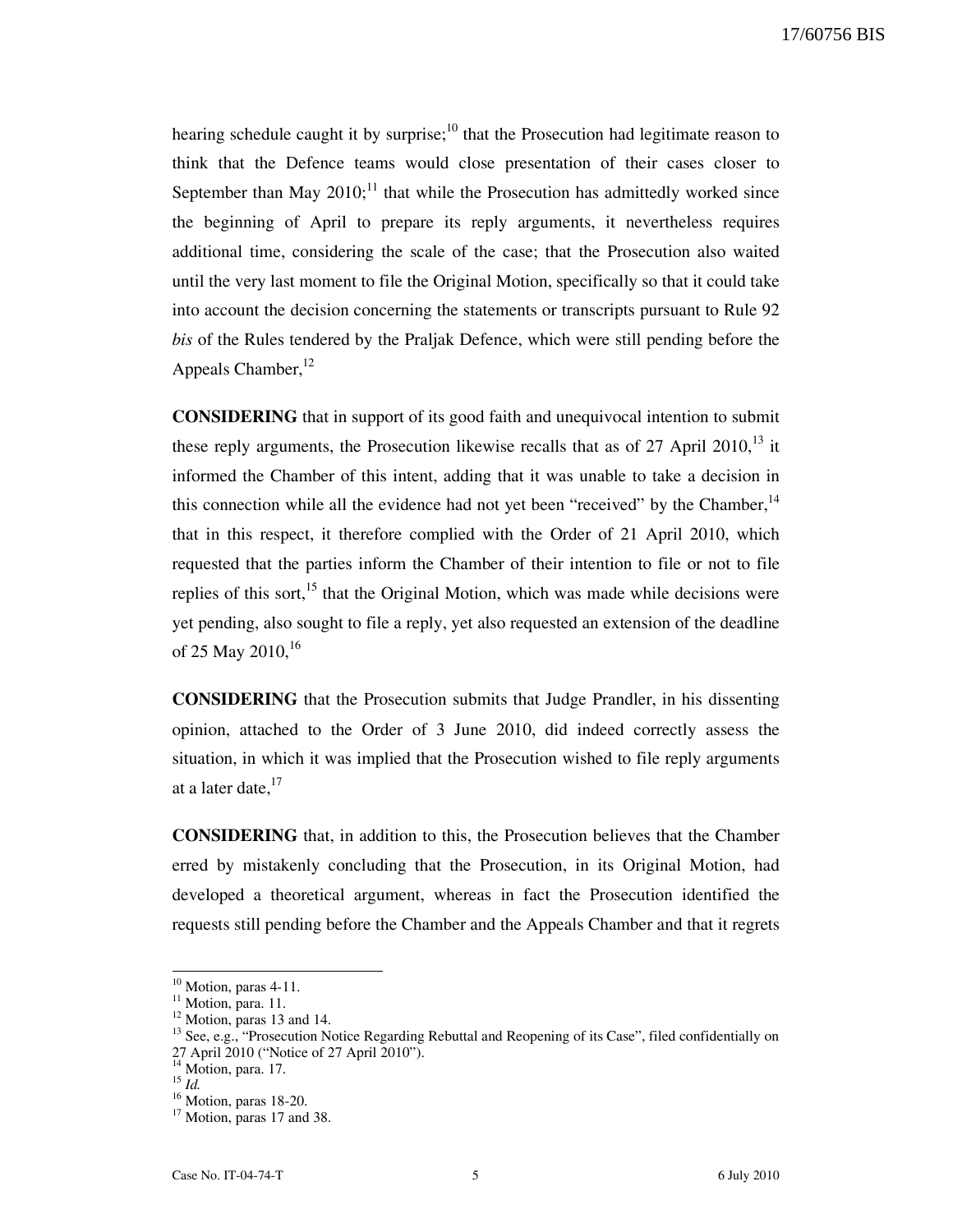hearing schedule caught it by surprise;[10] that the Prosecution had legitimate reason to think that the Defence teams would close presentation of their cases closer to September than May 2010;[11] that while the Prosecution has admittedly worked since the beginning of April to prepare its reply arguments, it nevertheless requires additional time, considering the scale of the case; that the Prosecution also waited until the very last moment to file the Original Motion, specifically so that it could take into account the decision concerning the statements or transcripts pursuant to Rule 92 *bis* of the Rules tendered by the Praljak Defence, which were still pending before the Appeals Chamber,[12]

**CONSIDERING** that in support of its good faith and unequivocal intention to submit these reply arguments, the Prosecution likewise recalls that as of 27 April 2010,[13] it informed the Chamber of this intent, adding that it was unable to take a decision in this connection while all the evidence had not yet been "received" by the Chamber,[14] that in this respect, it therefore complied with the Order of 21 April 2010, which requested that the parties inform the Chamber of their intention to file or not to file replies of this sort,[15] that the Original Motion, which was made while decisions were yet pending, also sought to file a reply, yet also requested an extension of the deadline of 25 May 2010,[16]

**CONSIDERING** that the Prosecution submits that Judge Prandler, in his dissenting opinion, attached to the Order of 3 June 2010, did indeed correctly assess the situation, in which it was implied that the Prosecution wished to file reply arguments at a later date,[17]

**CONSIDERING** that, in addition to this, the Prosecution believes that the Chamber erred by mistakenly concluding that the Prosecution, in its Original Motion, had developed a theoretical argument, whereas in fact the Prosecution identified the requests still pending before the Chamber and the Appeals Chamber and that it regrets

---

[10] Motion, paras 4-11.

[11] Motion, para. 11.

[12] Motion, paras 13 and 14.

[13] See, e.g., "Prosecution Notice Regarding Rebuttal and Reopening of its Case", filed confidentially on 27 April 2010 ("Notice of 27 April 2010").

[14] Motion, para. 17.

[15] *Id.*

[16] Motion, paras 18-20.

[17] Motion, paras 17 and 38.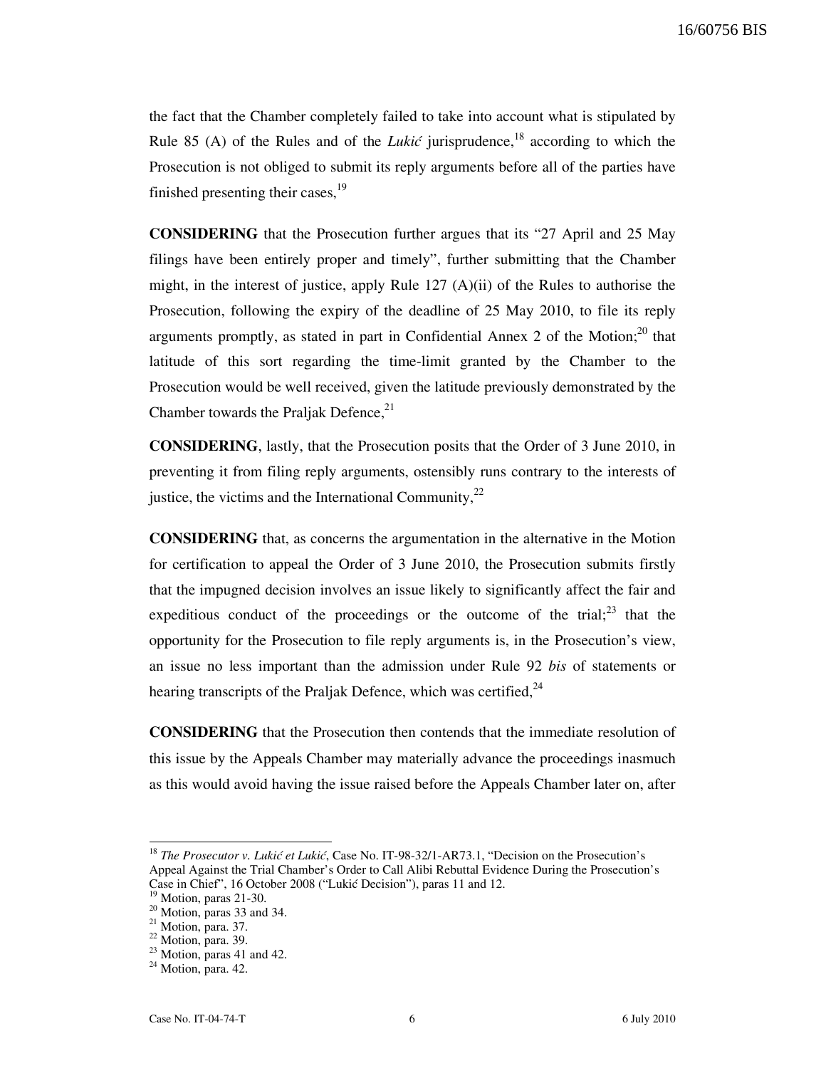the fact that the Chamber completely failed to take into account what is stipulated by Rule 85 (A) of the Rules and of the *Lukić* jurisprudence,[18] according to which the Prosecution is not obliged to submit its reply arguments before all of the parties have finished presenting their cases,[19]

**CONSIDERING** that the Prosecution further argues that its "27 April and 25 May filings have been entirely proper and timely", further submitting that the Chamber might, in the interest of justice, apply Rule 127 (A)(ii) of the Rules to authorise the Prosecution, following the expiry of the deadline of 25 May 2010, to file its reply arguments promptly, as stated in part in Confidential Annex 2 of the Motion;[20] that latitude of this sort regarding the time-limit granted by the Chamber to the Prosecution would be well received, given the latitude previously demonstrated by the Chamber towards the Praljak Defence,[21]

**CONSIDERING**, lastly, that the Prosecution posits that the Order of 3 June 2010, in preventing it from filing reply arguments, ostensibly runs contrary to the interests of justice, the victims and the International Community,[22]

**CONSIDERING** that, as concerns the argumentation in the alternative in the Motion for certification to appeal the Order of 3 June 2010, the Prosecution submits firstly that the impugned decision involves an issue likely to significantly affect the fair and expeditious conduct of the proceedings or the outcome of the trial;[23] that the opportunity for the Prosecution to file reply arguments is, in the Prosecution's view, an issue no less important than the admission under Rule 92 *bis* of statements or hearing transcripts of the Praljak Defence, which was certified,[24]

**CONSIDERING** that the Prosecution then contends that the immediate resolution of this issue by the Appeals Chamber may materially advance the proceedings inasmuch as this would avoid having the issue raised before the Appeals Chamber later on, after

---

[18] *The Prosecutor v. Lukić et Lukić*, Case No. IT-98-32/1-AR73.1, "Decision on the Prosecution's Appeal Against the Trial Chamber's Order to Call Alibi Rebuttal Evidence During the Prosecution's Case in Chief", 16 October 2008 ("Lukić Decision"), paras 11 and 12.

[19] Motion, paras 21-30.

[20] Motion, paras 33 and 34.

[21] Motion, para. 37.

[22] Motion, para. 39.

[23] Motion, paras 41 and 42.

[24] Motion, para. 42.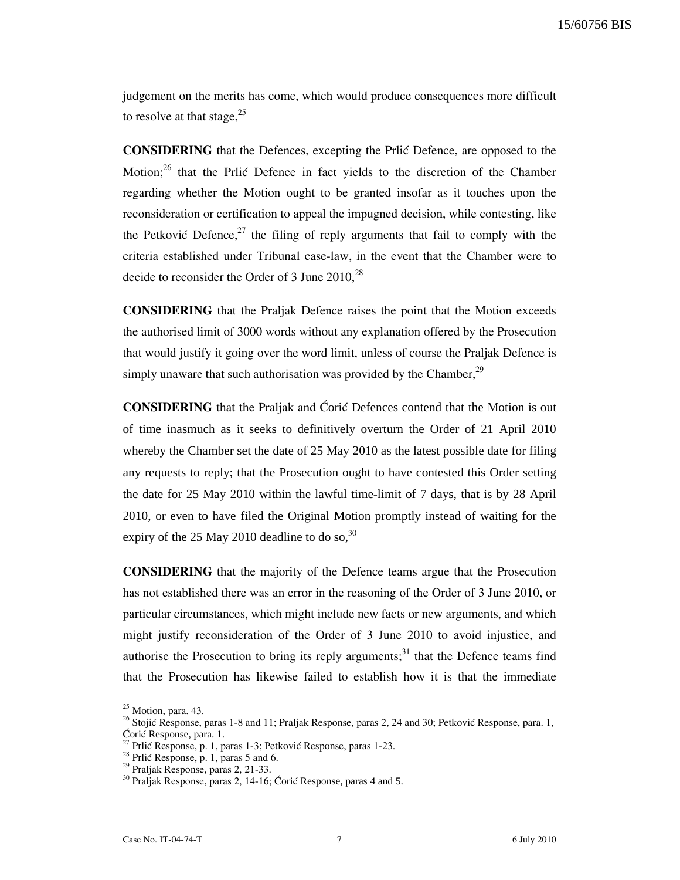judgement on the merits has come, which would produce consequences more difficult to resolve at that stage,[25]

**CONSIDERING** that the Defences, excepting the Prlić Defence, are opposed to the Motion;[26] that the Prlić Defence in fact yields to the discretion of the Chamber regarding whether the Motion ought to be granted insofar as it touches upon the reconsideration or certification to appeal the impugned decision, while contesting, like the Petković Defence,[27] the filing of reply arguments that fail to comply with the criteria established under Tribunal case-law, in the event that the Chamber were to decide to reconsider the Order of 3 June 2010,[28]

**CONSIDERING** that the Praljak Defence raises the point that the Motion exceeds the authorised limit of 3000 words without any explanation offered by the Prosecution that would justify it going over the word limit, unless of course the Praljak Defence is simply unaware that such authorisation was provided by the Chamber,[29]

**CONSIDERING** that the Praljak and Ćorić Defences contend that the Motion is out of time inasmuch as it seeks to definitively overturn the Order of 21 April 2010 whereby the Chamber set the date of 25 May 2010 as the latest possible date for filing any requests to reply; that the Prosecution ought to have contested this Order setting the date for 25 May 2010 within the lawful time-limit of 7 days, that is by 28 April 2010, or even to have filed the Original Motion promptly instead of waiting for the expiry of the 25 May 2010 deadline to do so,[30]

**CONSIDERING** that the majority of the Defence teams argue that the Prosecution has not established there was an error in the reasoning of the Order of 3 June 2010, or particular circumstances, which might include new facts or new arguments, and which might justify reconsideration of the Order of 3 June 2010 to avoid injustice, and authorise the Prosecution to bring its reply arguments;[31] that the Defence teams find that the Prosecution has likewise failed to establish how it is that the immediate

---

[25] Motion, para. 43.

[26] Stojić Response, paras 1-8 and 11; Praljak Response, paras 2, 24 and 30; Petković Response, para. 1, Ćorić Response, para. 1.

[27] Prlić Response, p. 1, paras 1-3; Petković Response, paras 1-23.

[28] Prlić Response, p. 1, paras 5 and 6.

[29] Praljak Response, paras 2, 21-33.

[30] Praljak Response, paras 2, 14-16; Ćorić Response, paras 4 and 5.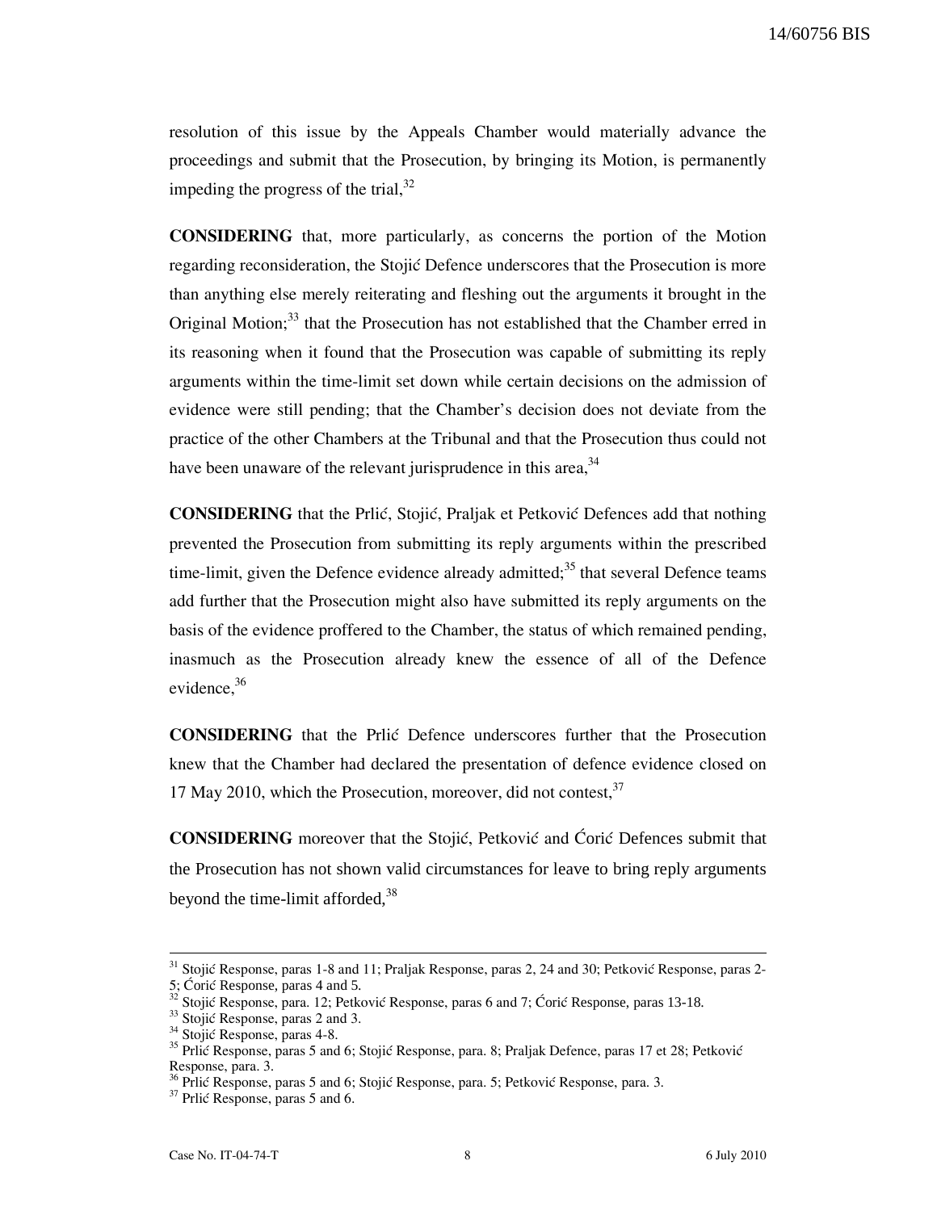resolution of this issue by the Appeals Chamber would materially advance the proceedings and submit that the Prosecution, by bringing its Motion, is permanently impeding the progress of the trial,[32]

**CONSIDERING** that, more particularly, as concerns the portion of the Motion regarding reconsideration, the Stojić Defence underscores that the Prosecution is more than anything else merely reiterating and fleshing out the arguments it brought in the Original Motion;[33] that the Prosecution has not established that the Chamber erred in its reasoning when it found that the Prosecution was capable of submitting its reply arguments within the time-limit set down while certain decisions on the admission of evidence were still pending; that the Chamber's decision does not deviate from the practice of the other Chambers at the Tribunal and that the Prosecution thus could not have been unaware of the relevant jurisprudence in this area,[34]

**CONSIDERING** that the Prlić, Stojić, Praljak et Petković Defences add that nothing prevented the Prosecution from submitting its reply arguments within the prescribed time-limit, given the Defence evidence already admitted;[35] that several Defence teams add further that the Prosecution might also have submitted its reply arguments on the basis of the evidence proffered to the Chamber, the status of which remained pending, inasmuch as the Prosecution already knew the essence of all of the Defence evidence,[36]

**CONSIDERING** that the Prlić Defence underscores further that the Prosecution knew that the Chamber had declared the presentation of defence evidence closed on 17 May 2010, which the Prosecution, moreover, did not contest,[37]

**CONSIDERING** moreover that the Stojić, Petković and Ćorić Defences submit that the Prosecution has not shown valid circumstances for leave to bring reply arguments beyond the time-limit afforded,[38]

---

[31] Stojić Response, paras 1-8 and 11; Praljak Response, paras 2, 24 and 30; Petković Response, paras 2-5; Ćorić Response, paras 4 and 5.

[32] Stojić Response, para. 12; Petković Response, paras 6 and 7; Ćorić Response, paras 13-18.

[33] Stojić Response, paras 2 and 3.

[34] Stojić Response, paras 4-8.

[35] Prlić Response, paras 5 and 6; Stojić Response, para. 8; Praljak Defence, paras 17 et 28; Petković Response, para. 3.

[36] Prlić Response, paras 5 and 6; Stojić Response, para. 5; Petković Response, para. 3.

[37] Prlić Response, paras 5 and 6.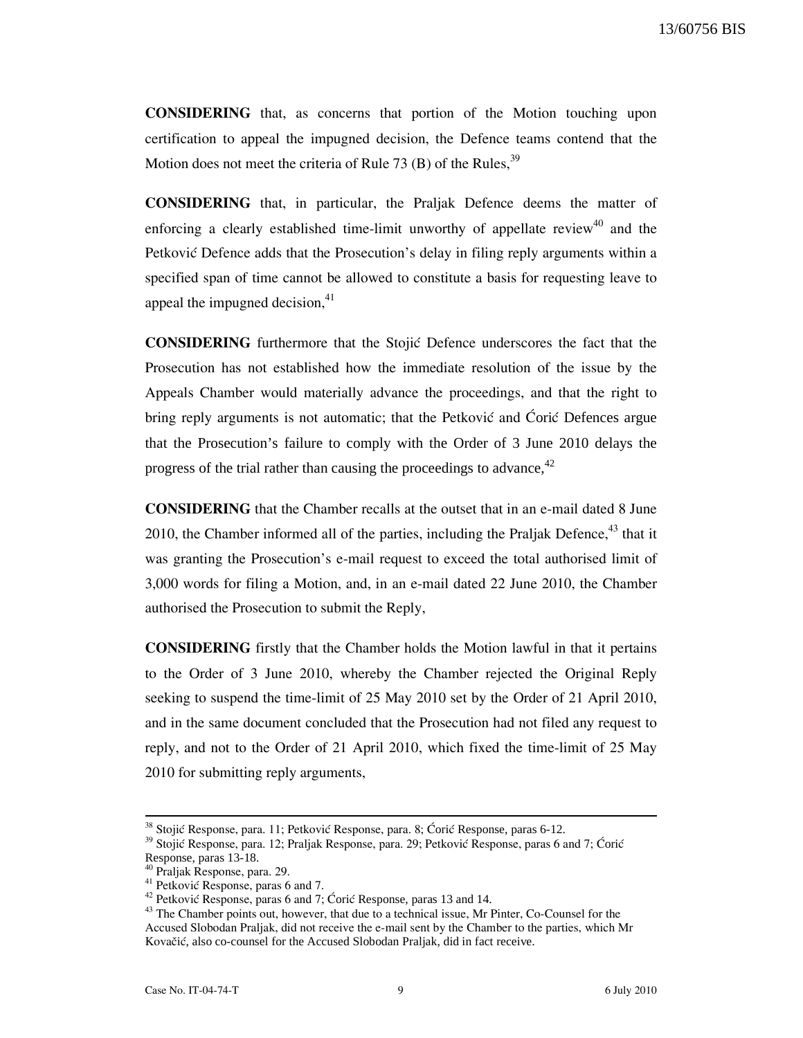**CONSIDERING** that, as concerns that portion of the Motion touching upon certification to appeal the impugned decision, the Defence teams contend that the Motion does not meet the criteria of Rule 73 (B) of the Rules,[39]

**CONSIDERING** that, in particular, the Praljak Defence deems the matter of enforcing a clearly established time-limit unworthy of appellate review[40] and the Petković Defence adds that the Prosecution's delay in filing reply arguments within a specified span of time cannot be allowed to constitute a basis for requesting leave to appeal the impugned decision,[41]

**CONSIDERING** furthermore that the Stojić Defence underscores the fact that the Prosecution has not established how the immediate resolution of the issue by the Appeals Chamber would materially advance the proceedings, and that the right to bring reply arguments is not automatic; that the Petković and Ćorić Defences argue that the Prosecution's failure to comply with the Order of 3 June 2010 delays the progress of the trial rather than causing the proceedings to advance,[42]

**CONSIDERING** that the Chamber recalls at the outset that in an e-mail dated 8 June 2010, the Chamber informed all of the parties, including the Praljak Defence,[43] that it was granting the Prosecution's e-mail request to exceed the total authorised limit of 3,000 words for filing a Motion, and, in an e-mail dated 22 June 2010, the Chamber authorised the Prosecution to submit the Reply,

**CONSIDERING** firstly that the Chamber holds the Motion lawful in that it pertains to the Order of 3 June 2010, whereby the Chamber rejected the Original Reply seeking to suspend the time-limit of 25 May 2010 set by the Order of 21 April 2010, and in the same document concluded that the Prosecution had not filed any request to reply, and not to the Order of 21 April 2010, which fixed the time-limit of 25 May 2010 for submitting reply arguments,

---

[38] Stojić Response, para. 11; Petković Response, para. 8; Ćorić Response, paras 6-12.

[39] Stojić Response, para. 12; Praljak Response, para. 29; Petković Response, paras 6 and 7; Ćorić Response, paras 13-18.

[40] Praljak Response, para. 29.

[41] Petković Response, paras 6 and 7.

[42] Petković Response, paras 6 and 7; Ćorić Response, paras 13 and 14.

[43] The Chamber points out, however, that due to a technical issue, Mr Pinter, Co-Counsel for the Accused Slobodan Praljak, did not receive the e-mail sent by the Chamber to the parties, which Mr Kovačić, also co-counsel for the Accused Slobodan Praljak, did in fact receive.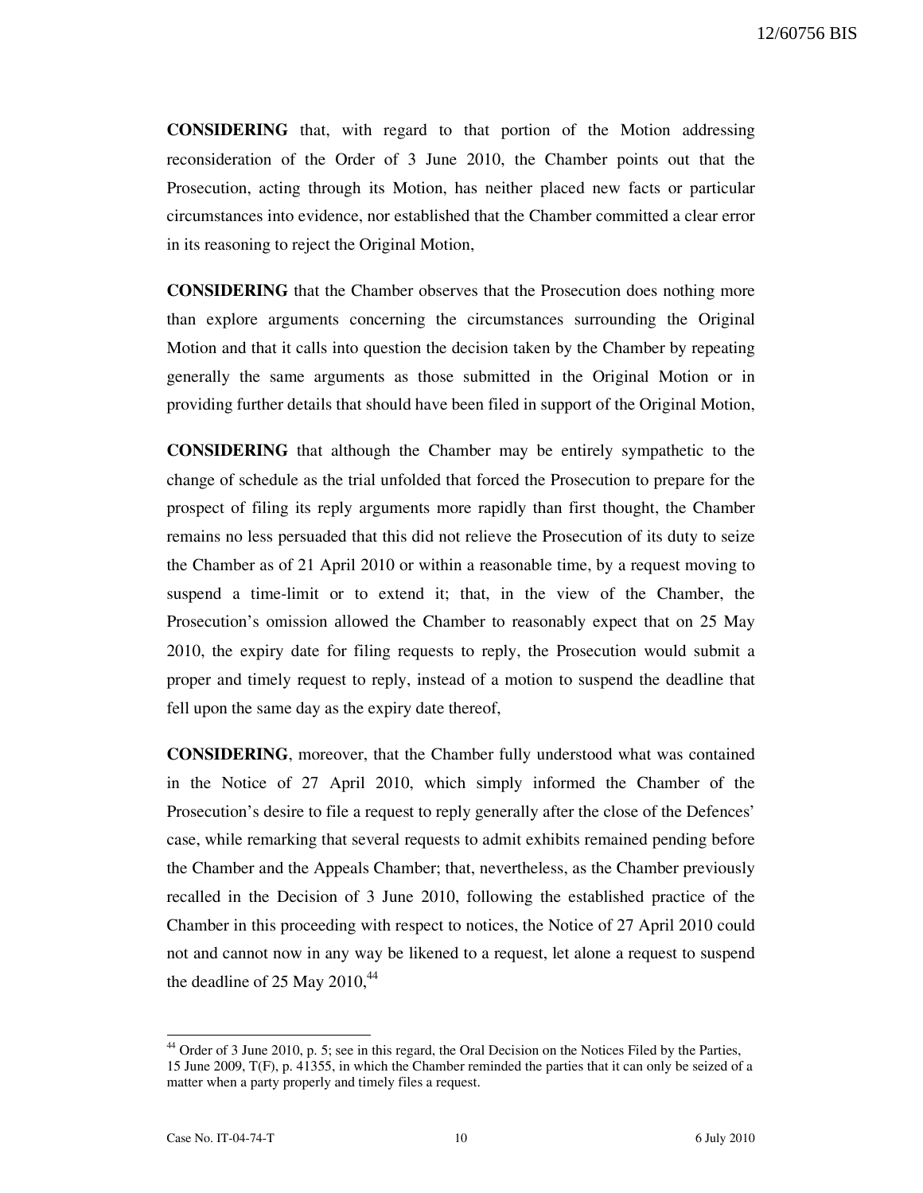**CONSIDERING** that, with regard to that portion of the Motion addressing reconsideration of the Order of 3 June 2010, the Chamber points out that the Prosecution, acting through its Motion, has neither placed new facts or particular circumstances into evidence, nor established that the Chamber committed a clear error in its reasoning to reject the Original Motion,

**CONSIDERING** that the Chamber observes that the Prosecution does nothing more than explore arguments concerning the circumstances surrounding the Original Motion and that it calls into question the decision taken by the Chamber by repeating generally the same arguments as those submitted in the Original Motion or in providing further details that should have been filed in support of the Original Motion,

**CONSIDERING** that although the Chamber may be entirely sympathetic to the change of schedule as the trial unfolded that forced the Prosecution to prepare for the prospect of filing its reply arguments more rapidly than first thought, the Chamber remains no less persuaded that this did not relieve the Prosecution of its duty to seize the Chamber as of 21 April 2010 or within a reasonable time, by a request moving to suspend a time-limit or to extend it; that, in the view of the Chamber, the Prosecution's omission allowed the Chamber to reasonably expect that on 25 May 2010, the expiry date for filing requests to reply, the Prosecution would submit a proper and timely request to reply, instead of a motion to suspend the deadline that fell upon the same day as the expiry date thereof,

**CONSIDERING**, moreover, that the Chamber fully understood what was contained in the Notice of 27 April 2010, which simply informed the Chamber of the Prosecution's desire to file a request to reply generally after the close of the Defences' case, while remarking that several requests to admit exhibits remained pending before the Chamber and the Appeals Chamber; that, nevertheless, as the Chamber previously recalled in the Decision of 3 June 2010, following the established practice of the Chamber in this proceeding with respect to notices, the Notice of 27 April 2010 could not and cannot now in any way be likened to a request, let alone a request to suspend the deadline of 25 May 2010,[44]

---

[44] Order of 3 June 2010, p. 5; see in this regard, the Oral Decision on the Notices Filed by the Parties, 15 June 2009, T(F), p. 41355, in which the Chamber reminded the parties that it can only be seized of a matter when a party properly and timely files a request.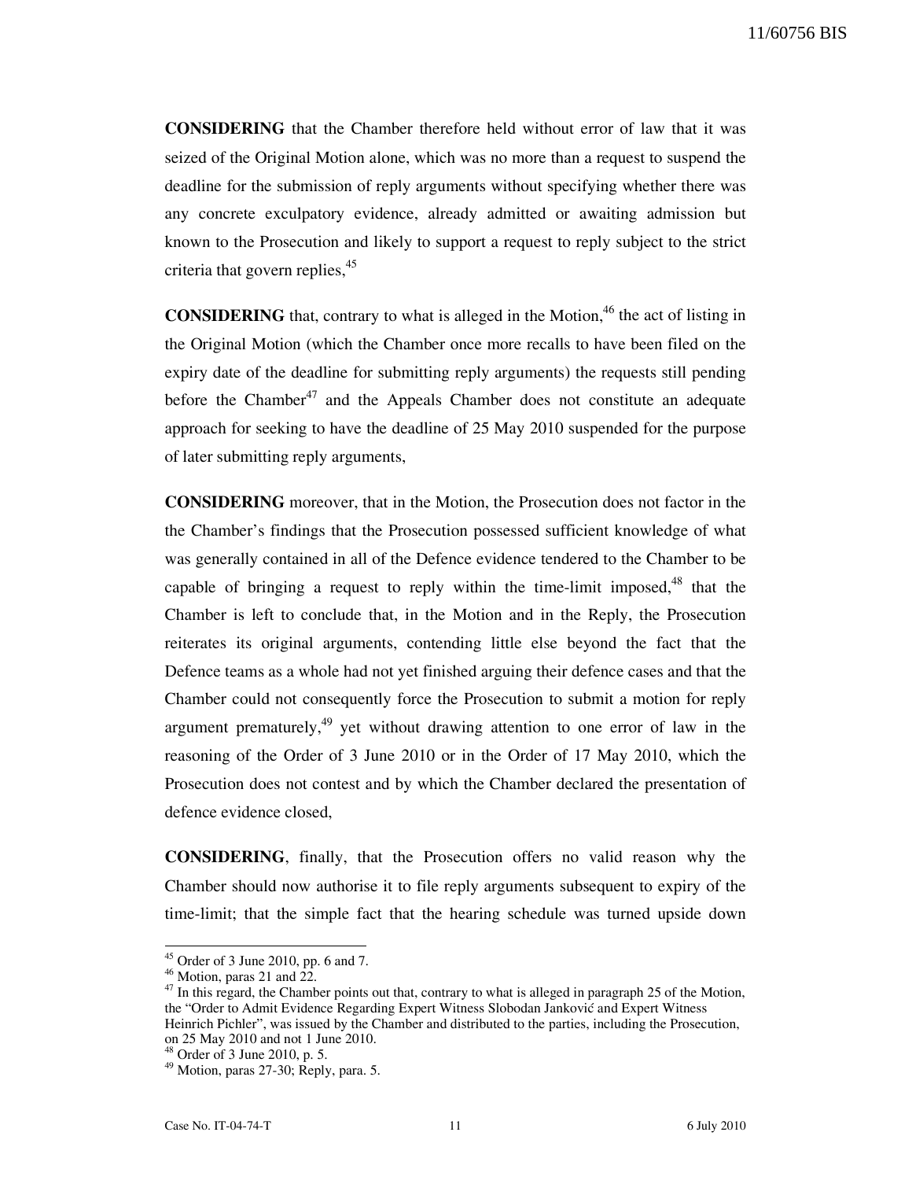**CONSIDERING** that the Chamber therefore held without error of law that it was seized of the Original Motion alone, which was no more than a request to suspend the deadline for the submission of reply arguments without specifying whether there was any concrete exculpatory evidence, already admitted or awaiting admission but known to the Prosecution and likely to support a request to reply subject to the strict criteria that govern replies,[45]

**CONSIDERING** that, contrary to what is alleged in the Motion,[46] the act of listing in the Original Motion (which the Chamber once more recalls to have been filed on the expiry date of the deadline for submitting reply arguments) the requests still pending before the Chamber[47] and the Appeals Chamber does not constitute an adequate approach for seeking to have the deadline of 25 May 2010 suspended for the purpose of later submitting reply arguments,

**CONSIDERING** moreover, that in the Motion, the Prosecution does not factor in the the Chamber's findings that the Prosecution possessed sufficient knowledge of what was generally contained in all of the Defence evidence tendered to the Chamber to be capable of bringing a request to reply within the time-limit imposed,[48] that the Chamber is left to conclude that, in the Motion and in the Reply, the Prosecution reiterates its original arguments, contending little else beyond the fact that the Defence teams as a whole had not yet finished arguing their defence cases and that the Chamber could not consequently force the Prosecution to submit a motion for reply argument prematurely,[49] yet without drawing attention to one error of law in the reasoning of the Order of 3 June 2010 or in the Order of 17 May 2010, which the Prosecution does not contest and by which the Chamber declared the presentation of defence evidence closed,

**CONSIDERING**, finally, that the Prosecution offers no valid reason why the Chamber should now authorise it to file reply arguments subsequent to expiry of the time-limit; that the simple fact that the hearing schedule was turned upside down

---

[45] Order of 3 June 2010, pp. 6 and 7.

[46] Motion, paras 21 and 22.

[47] In this regard, the Chamber points out that, contrary to what is alleged in paragraph 25 of the Motion, the "Order to Admit Evidence Regarding Expert Witness Slobodan Janković and Expert Witness Heinrich Pichler", was issued by the Chamber and distributed to the parties, including the Prosecution, on 25 May 2010 and not 1 June 2010.

[48] Order of 3 June 2010, p. 5.

[49] Motion, paras 27-30; Reply, para. 5.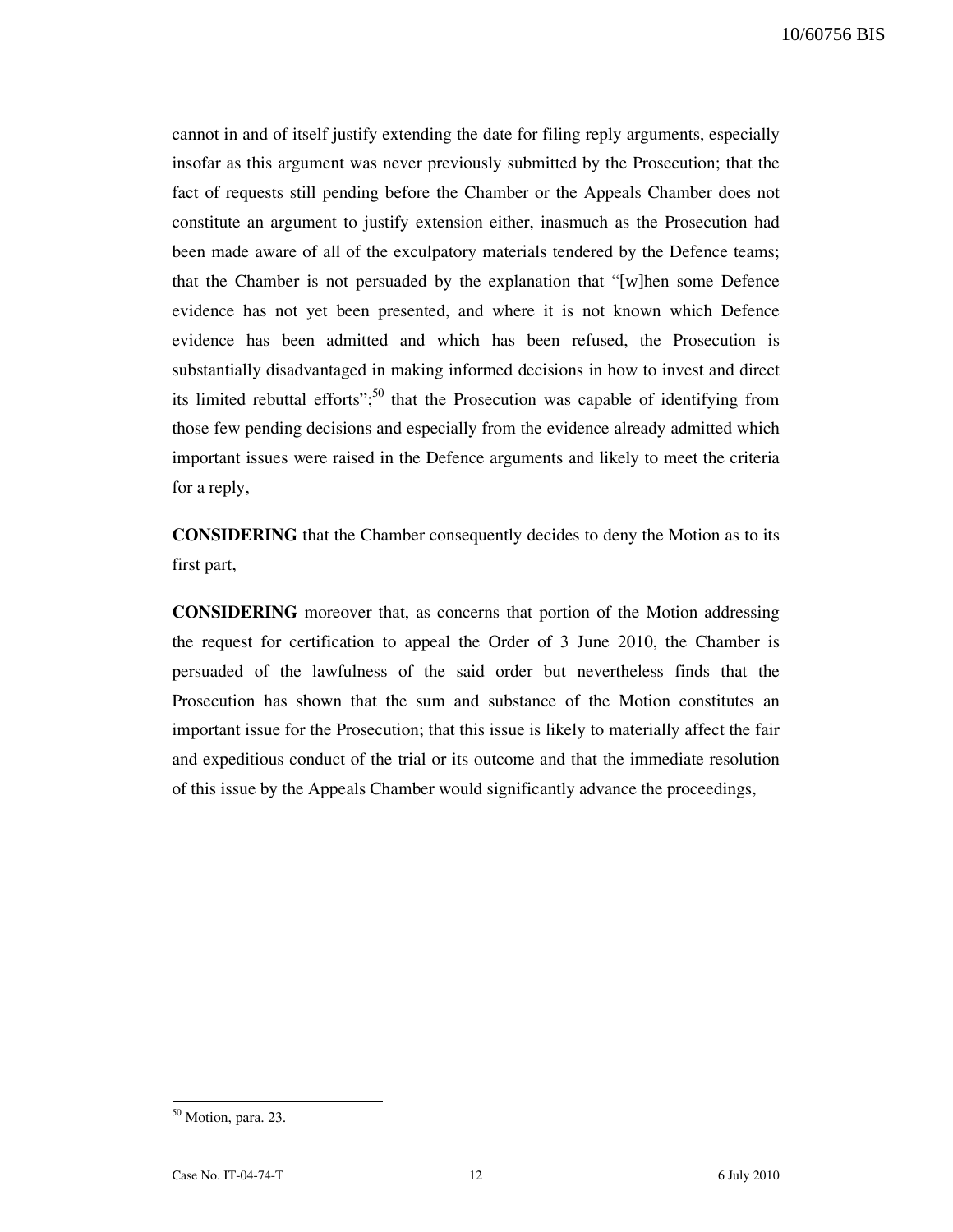cannot in and of itself justify extending the date for filing reply arguments, especially insofar as this argument was never previously submitted by the Prosecution; that the fact of requests still pending before the Chamber or the Appeals Chamber does not constitute an argument to justify extension either, inasmuch as the Prosecution had been made aware of all of the exculpatory materials tendered by the Defence teams; that the Chamber is not persuaded by the explanation that "[w]hen some Defence evidence has not yet been presented, and where it is not known which Defence evidence has been admitted and which has been refused, the Prosecution is substantially disadvantaged in making informed decisions in how to invest and direct its limited rebuttal efforts";[50] that the Prosecution was capable of identifying from those few pending decisions and especially from the evidence already admitted which important issues were raised in the Defence arguments and likely to meet the criteria for a reply,

**CONSIDERING** that the Chamber consequently decides to deny the Motion as to its first part,

**CONSIDERING** moreover that, as concerns that portion of the Motion addressing the request for certification to appeal the Order of 3 June 2010, the Chamber is persuaded of the lawfulness of the said order but nevertheless finds that the Prosecution has shown that the sum and substance of the Motion constitutes an important issue for the Prosecution; that this issue is likely to materially affect the fair and expeditious conduct of the trial or its outcome and that the immediate resolution of this issue by the Appeals Chamber would significantly advance the proceedings,

---

[50] Motion, para. 23.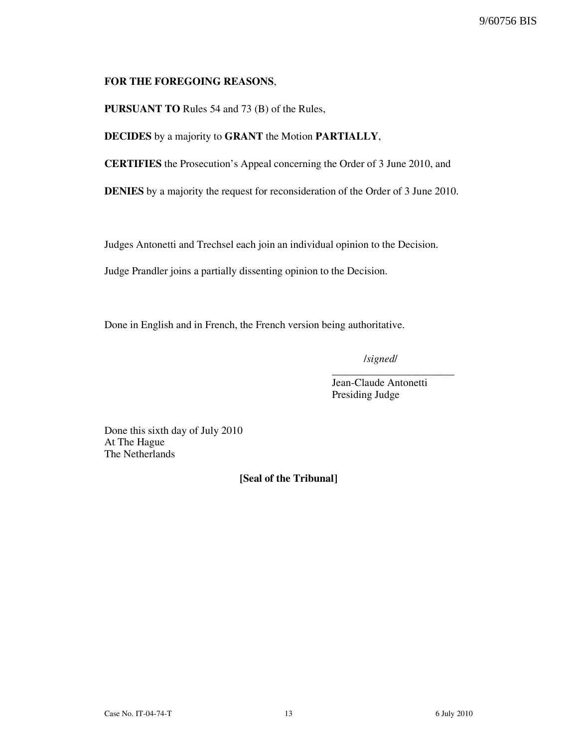**FOR THE FOREGOING REASONS**,

**PURSUANT TO** Rules 54 and 73 (B) of the Rules,

**DECIDES** by a majority to **GRANT** the Motion **PARTIALLY**,

**CERTIFIES** the Prosecution's Appeal concerning the Order of 3 June 2010, and

**DENIES** by a majority the request for reconsideration of the Order of 3 June 2010.

Judges Antonetti and Trechsel each join an individual opinion to the Decision.

Judge Prandler joins a partially dissenting opinion to the Decision.

Done in English and in French, the French version being authoritative.

/*signed*/

_______________________

Jean-Claude Antonetti
Presiding Judge

Done this sixth day of July 2010
At The Hague
The Netherlands

**[Seal of the Tribunal]**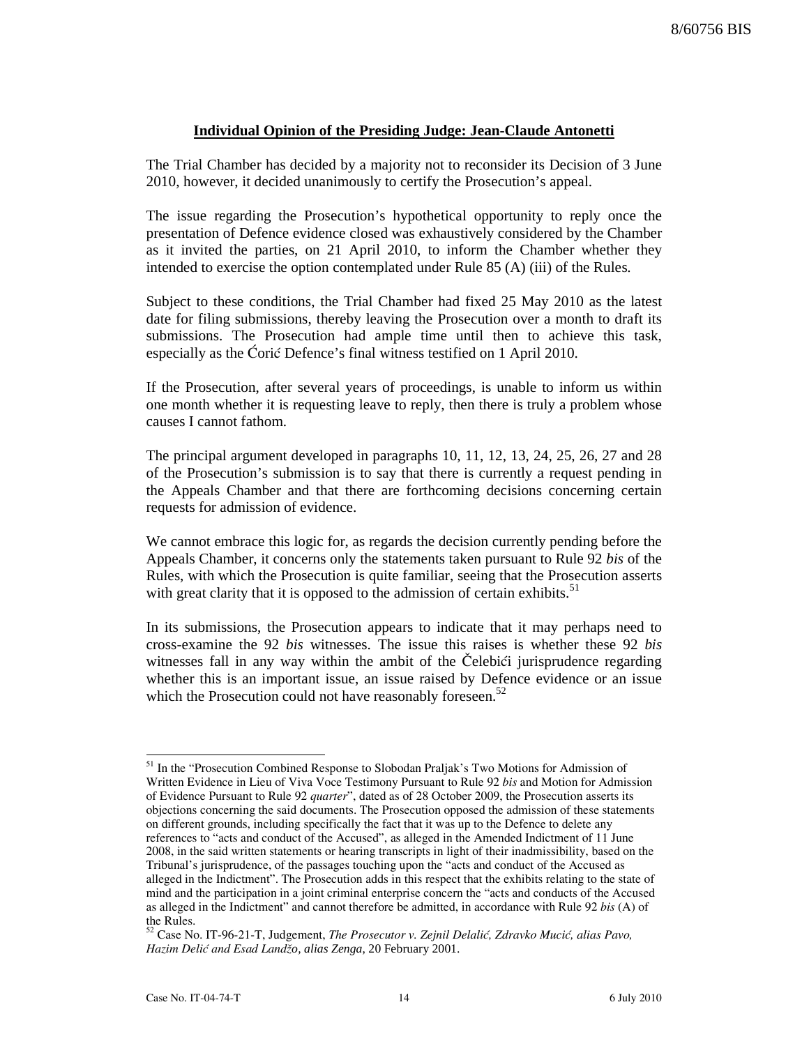**Individual Opinion of the Presiding Judge: Jean-Claude Antonetti**

The Trial Chamber has decided by a majority not to reconsider its Decision of 3 June 2010, however, it decided unanimously to certify the Prosecution's appeal.

The issue regarding the Prosecution's hypothetical opportunity to reply once the presentation of Defence evidence closed was exhaustively considered by the Chamber as it invited the parties, on 21 April 2010, to inform the Chamber whether they intended to exercise the option contemplated under Rule 85 (A) (iii) of the Rules.

Subject to these conditions, the Trial Chamber had fixed 25 May 2010 as the latest date for filing submissions, thereby leaving the Prosecution over a month to draft its submissions. The Prosecution had ample time until then to achieve this task, especially as the Ćorić Defence's final witness testified on 1 April 2010.

If the Prosecution, after several years of proceedings, is unable to inform us within one month whether it is requesting leave to reply, then there is truly a problem whose causes I cannot fathom.

The principal argument developed in paragraphs 10, 11, 12, 13, 24, 25, 26, 27 and 28 of the Prosecution's submission is to say that there is currently a request pending in the Appeals Chamber and that there are forthcoming decisions concerning certain requests for admission of evidence.

We cannot embrace this logic for, as regards the decision currently pending before the Appeals Chamber, it concerns only the statements taken pursuant to Rule 92 *bis* of the Rules, with which the Prosecution is quite familiar, seeing that the Prosecution asserts with great clarity that it is opposed to the admission of certain exhibits.[51]

In its submissions, the Prosecution appears to indicate that it may perhaps need to cross-examine the 92 *bis* witnesses. The issue this raises is whether these 92 *bis* witnesses fall in any way within the ambit of the Čelebići jurisprudence regarding whether this is an important issue, an issue raised by Defence evidence or an issue which the Prosecution could not have reasonably foreseen.[52]

---

[51] In the "Prosecution Combined Response to Slobodan Praljak's Two Motions for Admission of Written Evidence in Lieu of Viva Voce Testimony Pursuant to Rule 92 *bis* and Motion for Admission of Evidence Pursuant to Rule 92 *quarter*", dated as of 28 October 2009, the Prosecution asserts its objections concerning the said documents. The Prosecution opposed the admission of these statements on different grounds, including specifically the fact that it was up to the Defence to delete any references to "acts and conduct of the Accused", as alleged in the Amended Indictment of 11 June 2008, in the said written statements or hearing transcripts in light of their inadmissibility, based on the Tribunal's jurisprudence, of the passages touching upon the "acts and conduct of the Accused as alleged in the Indictment". The Prosecution adds in this respect that the exhibits relating to the state of mind and the participation in a joint criminal enterprise concern the "acts and conducts of the Accused as alleged in the Indictment" and cannot therefore be admitted, in accordance with Rule 92 *bis* (A) of the Rules.

[52] Case No. IT-96-21-T, Judgement, *The Prosecutor v. Zejnil Delalić, Zdravko Mucić, alias Pavo, Hazim Delić and Esad Landžo, alias Zenga*, 20 February 2001.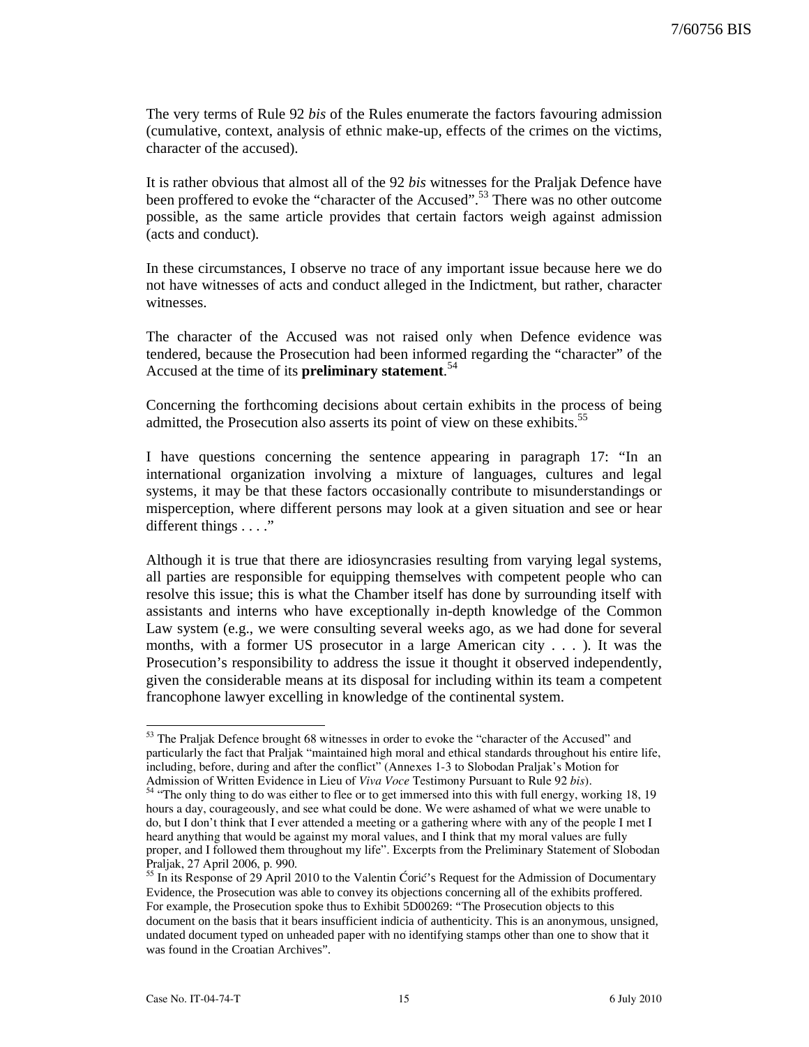The very terms of Rule 92 *bis* of the Rules enumerate the factors favouring admission (cumulative, context, analysis of ethnic make-up, effects of the crimes on the victims, character of the accused).

It is rather obvious that almost all of the 92 *bis* witnesses for the Praljak Defence have been proffered to evoke the "character of the Accused".[53] There was no other outcome possible, as the same article provides that certain factors weigh against admission (acts and conduct).

In these circumstances, I observe no trace of any important issue because here we do not have witnesses of acts and conduct alleged in the Indictment, but rather, character witnesses.

The character of the Accused was not raised only when Defence evidence was tendered, because the Prosecution had been informed regarding the "character" of the Accused at the time of its **preliminary statement**.[54]

Concerning the forthcoming decisions about certain exhibits in the process of being admitted, the Prosecution also asserts its point of view on these exhibits.[55]

I have questions concerning the sentence appearing in paragraph 17: "In an international organization involving a mixture of languages, cultures and legal systems, it may be that these factors occasionally contribute to misunderstandings or misperception, where different persons may look at a given situation and see or hear different things . . . ."

Although it is true that there are idiosyncrasies resulting from varying legal systems, all parties are responsible for equipping themselves with competent people who can resolve this issue; this is what the Chamber itself has done by surrounding itself with assistants and interns who have exceptionally in-depth knowledge of the Common Law system (e.g., we were consulting several weeks ago, as we had done for several months, with a former US prosecutor in a large American city . . . ). It was the Prosecution's responsibility to address the issue it thought it observed independently, given the considerable means at its disposal for including within its team a competent francophone lawyer excelling in knowledge of the continental system.

---

[53] The Praljak Defence brought 68 witnesses in order to evoke the "character of the Accused" and particularly the fact that Praljak "maintained high moral and ethical standards throughout his entire life, including, before, during and after the conflict" (Annexes 1-3 to Slobodan Praljak's Motion for Admission of Written Evidence in Lieu of *Viva Voce* Testimony Pursuant to Rule 92 *bis*).

[54] "The only thing to do was either to flee or to get immersed into this with full energy, working 18, 19 hours a day, courageously, and see what could be done. We were ashamed of what we were unable to do, but I don't think that I ever attended a meeting or a gathering where with any of the people I met I heard anything that would be against my moral values, and I think that my moral values are fully proper, and I followed them throughout my life". Excerpts from the Preliminary Statement of Slobodan Praljak, 27 April 2006, p. 990.

[55] In its Response of 29 April 2010 to the Valentin Ćorić's Request for the Admission of Documentary Evidence, the Prosecution was able to convey its objections concerning all of the exhibits proffered. For example, the Prosecution spoke thus to Exhibit 5D00269: "The Prosecution objects to this document on the basis that it bears insufficient indicia of authenticity. This is an anonymous, unsigned, undated document typed on unheaded paper with no identifying stamps other than one to show that it was found in the Croatian Archives".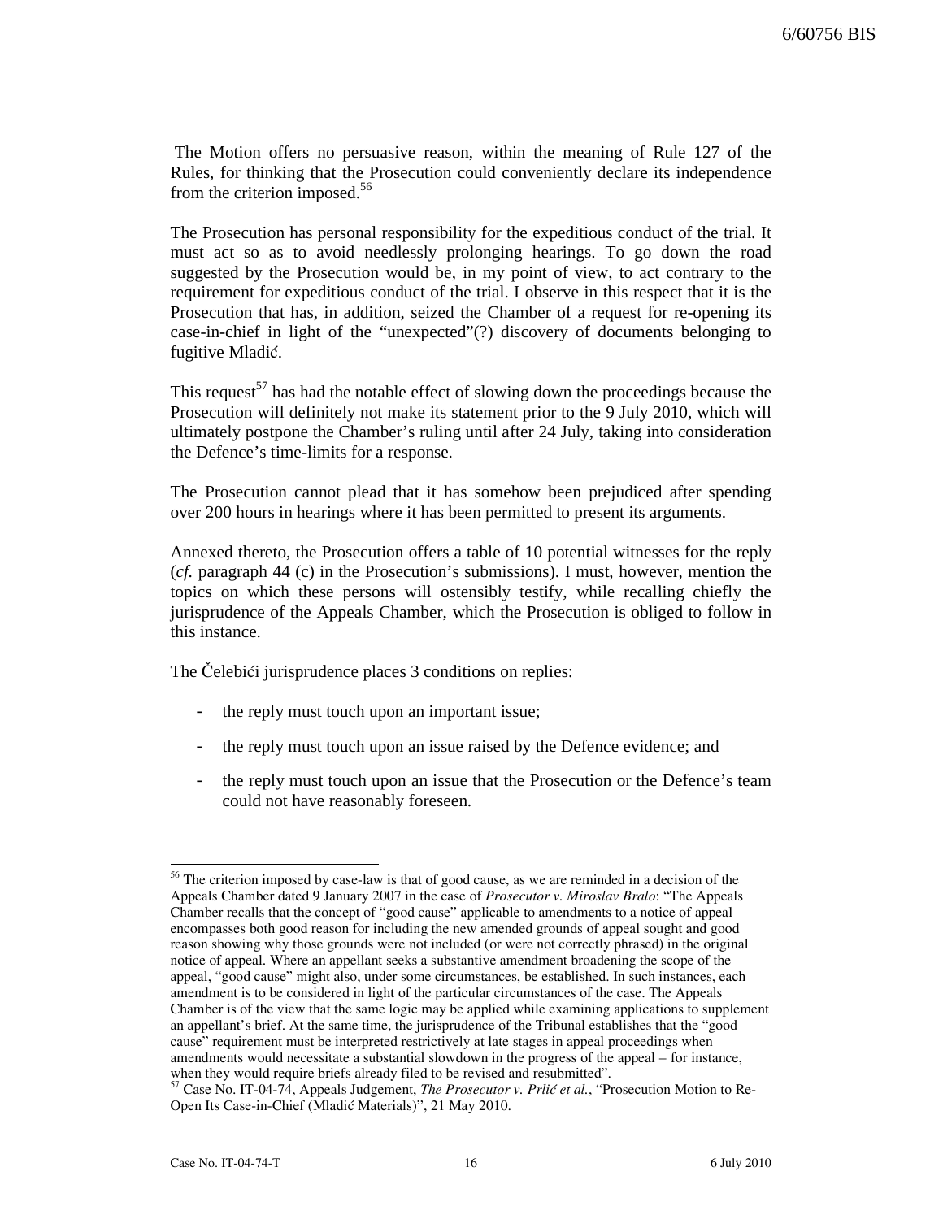The Motion offers no persuasive reason, within the meaning of Rule 127 of the Rules, for thinking that the Prosecution could conveniently declare its independence from the criterion imposed.[56]

The Prosecution has personal responsibility for the expeditious conduct of the trial. It must act so as to avoid needlessly prolonging hearings. To go down the road suggested by the Prosecution would be, in my point of view, to act contrary to the requirement for expeditious conduct of the trial. I observe in this respect that it is the Prosecution that has, in addition, seized the Chamber of a request for re-opening its case-in-chief in light of the "unexpected"(?) discovery of documents belonging to fugitive Mladić.

This request[57] has had the notable effect of slowing down the proceedings because the Prosecution will definitely not make its statement prior to the 9 July 2010, which will ultimately postpone the Chamber's ruling until after 24 July, taking into consideration the Defence's time-limits for a response.

The Prosecution cannot plead that it has somehow been prejudiced after spending over 200 hours in hearings where it has been permitted to present its arguments.

Annexed thereto, the Prosecution offers a table of 10 potential witnesses for the reply (*cf.* paragraph 44 (c) in the Prosecution's submissions). I must, however, mention the topics on which these persons will ostensibly testify, while recalling chiefly the jurisprudence of the Appeals Chamber, which the Prosecution is obliged to follow in this instance.

The Čelebići jurisprudence places 3 conditions on replies:

- the reply must touch upon an important issue;
- the reply must touch upon an issue raised by the Defence evidence; and
- the reply must touch upon an issue that the Prosecution or the Defence's team could not have reasonably foreseen.

---

[56] The criterion imposed by case-law is that of good cause, as we are reminded in a decision of the Appeals Chamber dated 9 January 2007 in the case of *Prosecutor v. Miroslav Bralo*: "The Appeals Chamber recalls that the concept of "good cause" applicable to amendments to a notice of appeal encompasses both good reason for including the new amended grounds of appeal sought and good reason showing why those grounds were not included (or were not correctly phrased) in the original notice of appeal. Where an appellant seeks a substantive amendment broadening the scope of the appeal, "good cause" might also, under some circumstances, be established. In such instances, each amendment is to be considered in light of the particular circumstances of the case. The Appeals Chamber is of the view that the same logic may be applied while examining applications to supplement an appellant's brief. At the same time, the jurisprudence of the Tribunal establishes that the "good cause" requirement must be interpreted restrictively at late stages in appeal proceedings when amendments would necessitate a substantial slowdown in the progress of the appeal – for instance, when they would require briefs already filed to be revised and resubmitted".

[57] Case No. IT-04-74, Appeals Judgement, *The Prosecutor v. Prlić et al.*, "Prosecution Motion to Re-Open Its Case-in-Chief (Mladić Materials)", 21 May 2010.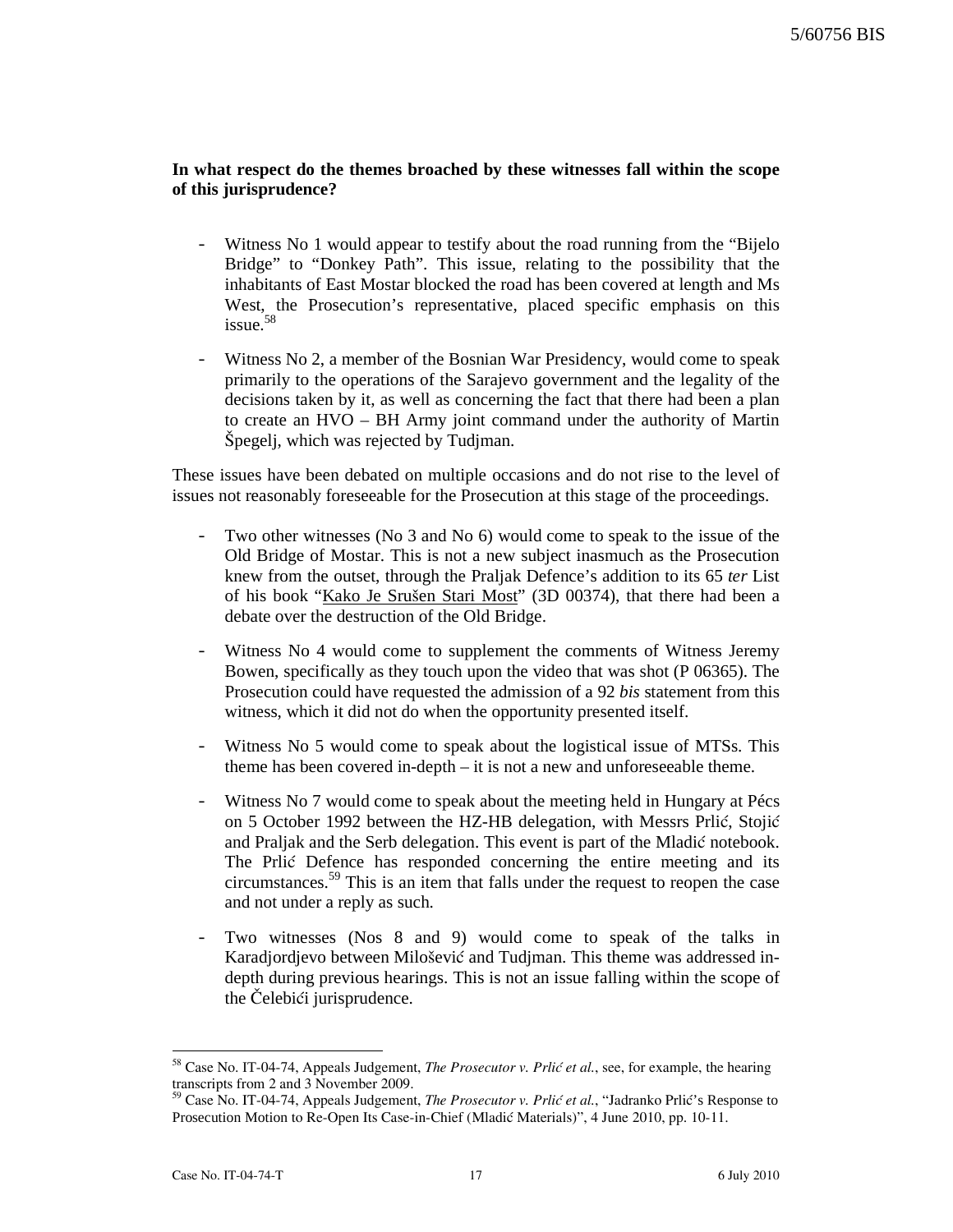**In what respect do the themes broached by these witnesses fall within the scope of this jurisprudence?**

- Witness No 1 would appear to testify about the road running from the "Bijelo Bridge" to "Donkey Path". This issue, relating to the possibility that the inhabitants of East Mostar blocked the road has been covered at length and Ms West, the Prosecution's representative, placed specific emphasis on this issue.[58]
- Witness No 2, a member of the Bosnian War Presidency, would come to speak primarily to the operations of the Sarajevo government and the legality of the decisions taken by it, as well as concerning the fact that there had been a plan to create an HVO – BH Army joint command under the authority of Martin Špegelj, which was rejected by Tudjman.

These issues have been debated on multiple occasions and do not rise to the level of issues not reasonably foreseeable for the Prosecution at this stage of the proceedings.

- Two other witnesses (No 3 and No 6) would come to speak to the issue of the Old Bridge of Mostar. This is not a new subject inasmuch as the Prosecution knew from the outset, through the Praljak Defence's addition to its 65 *ter* List of his book "Kako Je Srušen Stari Most" (3D 00374), that there had been a debate over the destruction of the Old Bridge.
- Witness No 4 would come to supplement the comments of Witness Jeremy Bowen, specifically as they touch upon the video that was shot (P 06365). The Prosecution could have requested the admission of a 92 *bis* statement from this witness, which it did not do when the opportunity presented itself.
- Witness No 5 would come to speak about the logistical issue of MTSs. This theme has been covered in-depth – it is not a new and unforeseeable theme.
- Witness No 7 would come to speak about the meeting held in Hungary at Pécs on 5 October 1992 between the HZ-HB delegation, with Messrs Prlić, Stojić and Praljak and the Serb delegation. This event is part of the Mladić notebook. The Prlić Defence has responded concerning the entire meeting and its circumstances.[59] This is an item that falls under the request to reopen the case and not under a reply as such.
- Two witnesses (Nos 8 and 9) would come to speak of the talks in Karadjordjevo between Milošević and Tudjman. This theme was addressed in-depth during previous hearings. This is not an issue falling within the scope of the Čelebići jurisprudence.

---

[58] Case No. IT-04-74, Appeals Judgement, *The Prosecutor v. Prlić et al.*, see, for example, the hearing transcripts from 2 and 3 November 2009.

[59] Case No. IT-04-74, Appeals Judgement, *The Prosecutor v. Prlić et al.*, "Jadranko Prlić's Response to Prosecution Motion to Re-Open Its Case-in-Chief (Mladić Materials)", 4 June 2010, pp. 10-11.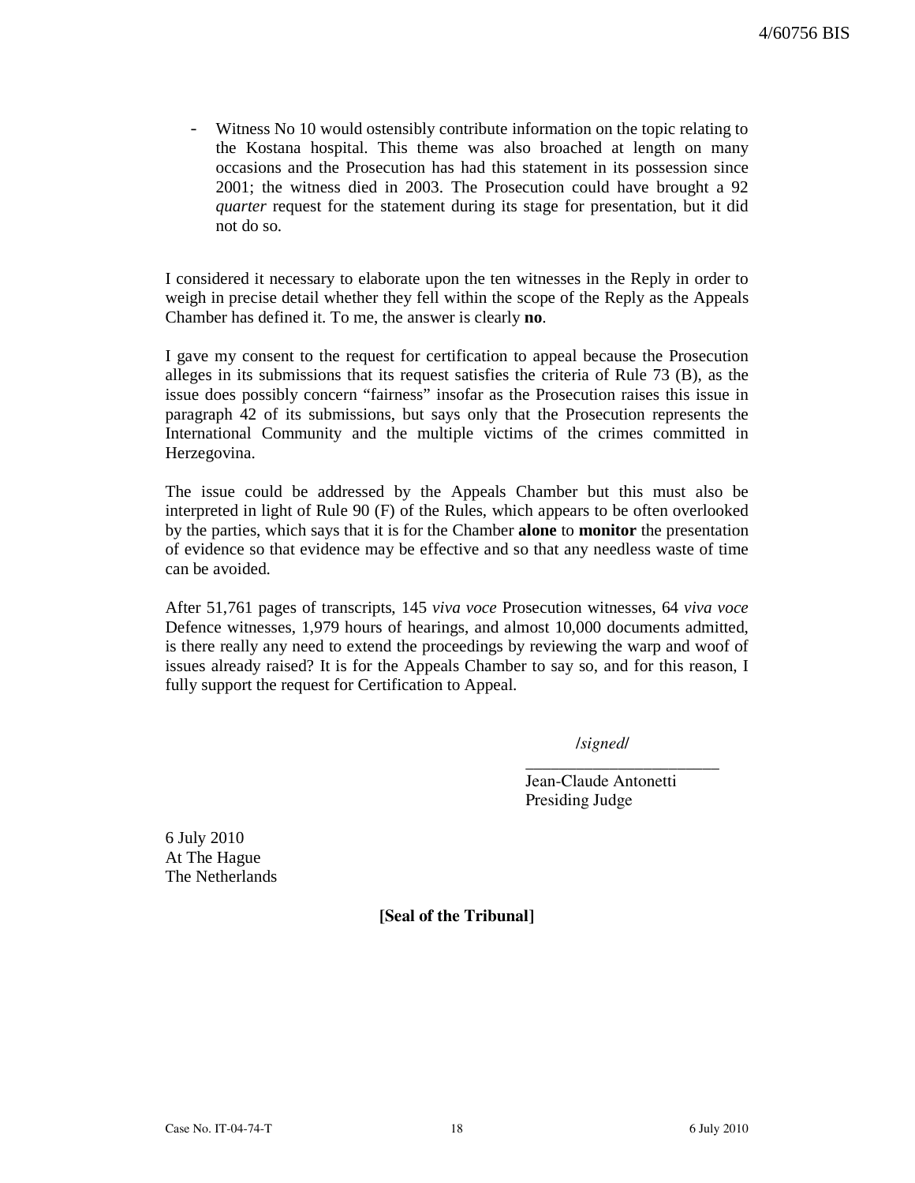- Witness No 10 would ostensibly contribute information on the topic relating to the Kostana hospital. This theme was also broached at length on many occasions and the Prosecution has had this statement in its possession since 2001; the witness died in 2003. The Prosecution could have brought a 92 *quarter* request for the statement during its stage for presentation, but it did not do so.

I considered it necessary to elaborate upon the ten witnesses in the Reply in order to weigh in precise detail whether they fell within the scope of the Reply as the Appeals Chamber has defined it. To me, the answer is clearly **no**.

I gave my consent to the request for certification to appeal because the Prosecution alleges in its submissions that its request satisfies the criteria of Rule 73 (B), as the issue does possibly concern "fairness" insofar as the Prosecution raises this issue in paragraph 42 of its submissions, but says only that the Prosecution represents the International Community and the multiple victims of the crimes committed in Herzegovina.

The issue could be addressed by the Appeals Chamber but this must also be interpreted in light of Rule 90 (F) of the Rules, which appears to be often overlooked by the parties, which says that it is for the Chamber **alone** to **monitor** the presentation of evidence so that evidence may be effective and so that any needless waste of time can be avoided.

After 51,761 pages of transcripts, 145 *viva voce* Prosecution witnesses, 64 *viva voce* Defence witnesses, 1,979 hours of hearings, and almost 10,000 documents admitted, is there really any need to extend the proceedings by reviewing the warp and woof of issues already raised? It is for the Appeals Chamber to say so, and for this reason, I fully support the request for Certification to Appeal.

/*signed*/

_______________________

Jean-Claude Antonetti
Presiding Judge

6 July 2010
At The Hague
The Netherlands

**[Seal of the Tribunal]**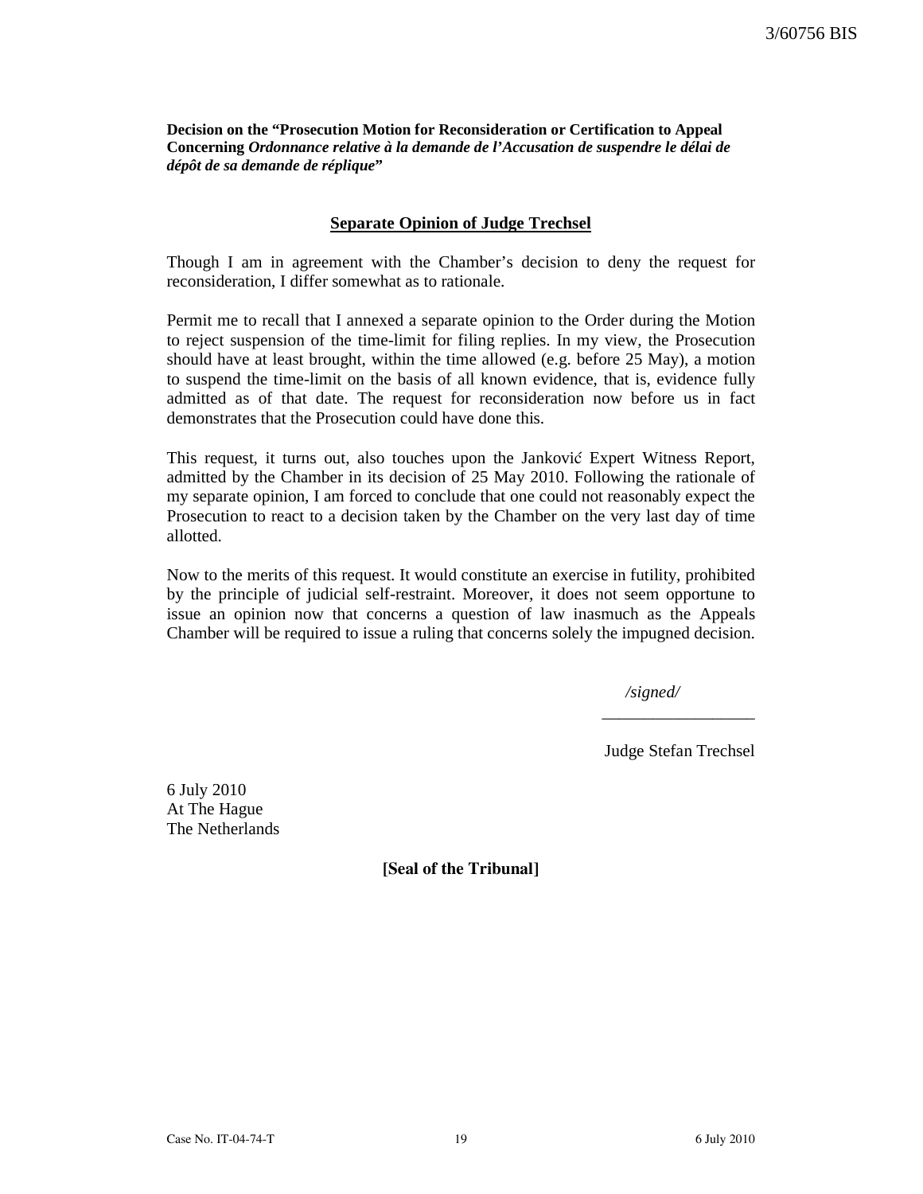**Decision on the "Prosecution Motion for Reconsideration or Certification to Appeal Concerning *Ordonnance relative à la demande de l'Accusation de suspendre le délai de dépôt de sa demande de réplique*"**

## Separate Opinion of Judge Trechsel

Though I am in agreement with the Chamber's decision to deny the request for reconsideration, I differ somewhat as to rationale.

Permit me to recall that I annexed a separate opinion to the Order during the Motion to reject suspension of the time-limit for filing replies. In my view, the Prosecution should have at least brought, within the time allowed (e.g. before 25 May), a motion to suspend the time-limit on the basis of all known evidence, that is, evidence fully admitted as of that date. The request for reconsideration now before us in fact demonstrates that the Prosecution could have done this.

This request, it turns out, also touches upon the Janković Expert Witness Report, admitted by the Chamber in its decision of 25 May 2010. Following the rationale of my separate opinion, I am forced to conclude that one could not reasonably expect the Prosecution to react to a decision taken by the Chamber on the very last day of time allotted.

Now to the merits of this request. It would constitute an exercise in futility, prohibited by the principle of judicial self-restraint. Moreover, it does not seem opportune to issue an opinion now that concerns a question of law inasmuch as the Appeals Chamber will be required to issue a ruling that concerns solely the impugned decision.

*/signed/*

Judge Stefan Trechsel

6 July 2010
At The Hague
The Netherlands

**[Seal of the Tribunal]**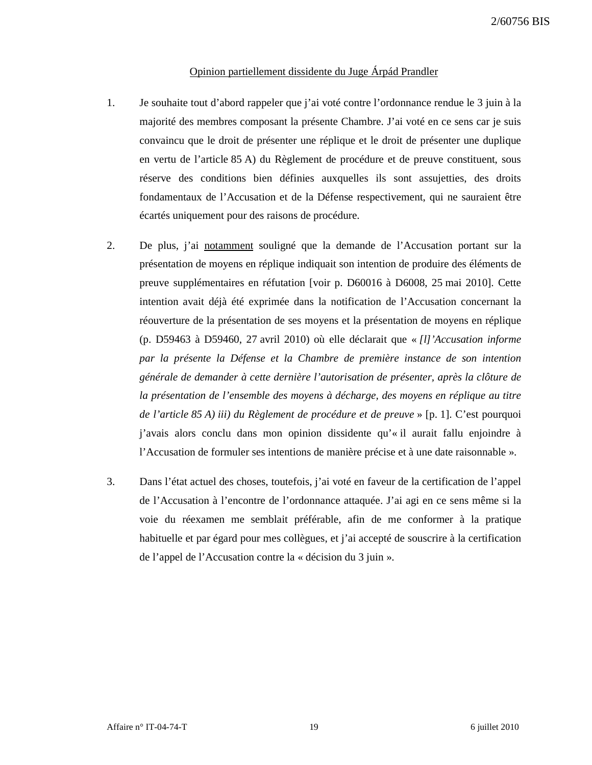Opinion partiellement dissidente du Juge Árpád Prandler

1. Je souhaite tout d'abord rappeler que j'ai voté contre l'ordonnance rendue le 3 juin à la majorité des membres composant la présente Chambre. J'ai voté en ce sens car je suis convaincu que le droit de présenter une réplique et le droit de présenter une duplique en vertu de l'article 85 A) du Règlement de procédure et de preuve constituent, sous réserve des conditions bien définies auxquelles ils sont assujetties, des droits fondamentaux de l'Accusation et de la Défense respectivement, qui ne sauraient être écartés uniquement pour des raisons de procédure.

2. De plus, j'ai notamment souligné que la demande de l'Accusation portant sur la présentation de moyens en réplique indiquait son intention de produire des éléments de preuve supplémentaires en réfutation [voir p. D60016 à D6008, 25 mai 2010]. Cette intention avait déjà été exprimée dans la notification de l'Accusation concernant la réouverture de la présentation de ses moyens et la présentation de moyens en réplique (p. D59463 à D59460, 27 avril 2010) où elle déclarait que « *[l]'Accusation informe par la présente la Défense et la Chambre de première instance de son intention générale de demander à cette dernière l'autorisation de présenter, après la clôture de la présentation de l'ensemble des moyens à décharge, des moyens en réplique au titre de l'article 85 A) iii) du Règlement de procédure et de preuve* » [p. 1]. C'est pourquoi j'avais alors conclu dans mon opinion dissidente qu'« il aurait fallu enjoindre à l'Accusation de formuler ses intentions de manière précise et à une date raisonnable ».

3. Dans l'état actuel des choses, toutefois, j'ai voté en faveur de la certification de l'appel de l'Accusation à l'encontre de l'ordonnance attaquée. J'ai agi en ce sens même si la voie du réexamen me semblait préférable, afin de me conformer à la pratique habituelle et par égard pour mes collègues, et j'ai accepté de souscrire à la certification de l'appel de l'Accusation contre la « décision du 3 juin ».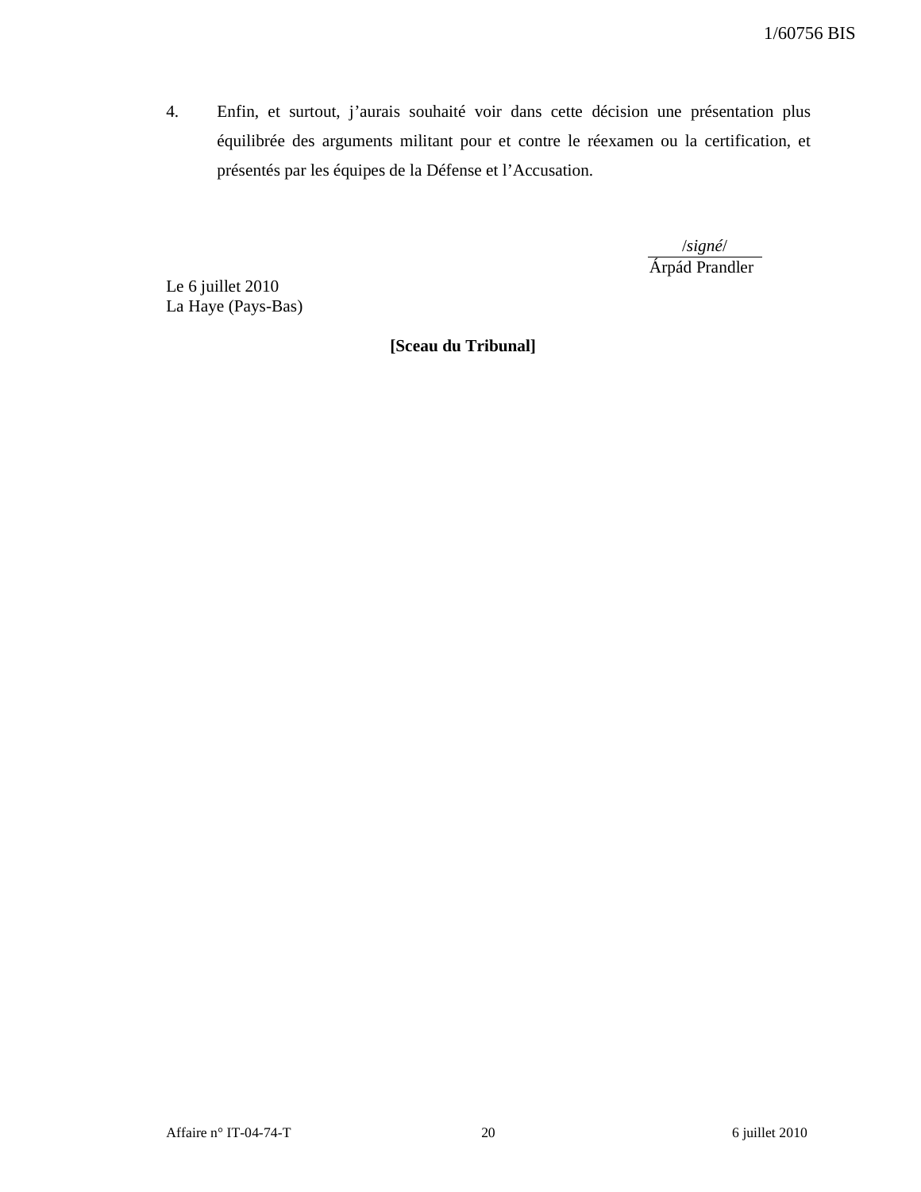4. Enfin, et surtout, j'aurais souhaité voir dans cette décision une présentation plus équilibrée des arguments militant pour et contre le réexamen ou la certification, et présentés par les équipes de la Défense et l'Accusation.

/*signé*/
Árpád Prandler

Le 6 juillet 2010
La Haye (Pays-Bas)

**[Sceau du Tribunal]**